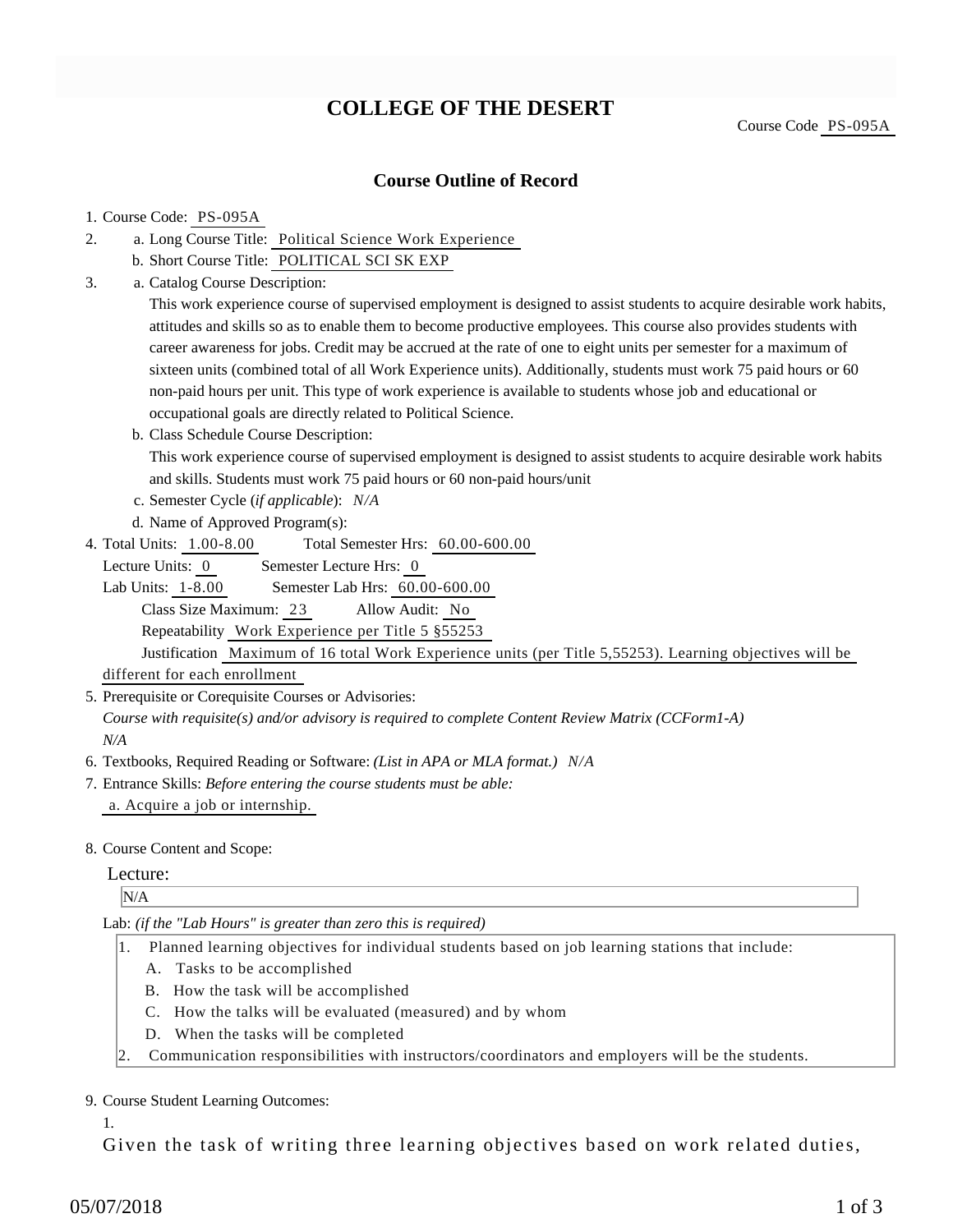# COLLEGE OF THE DESERT

Course Code PS-095A

## Course Outline of Record

1. Course Code: PS-095A
2. a. Long Course Title: Political Science Work Experience
   b. Short Course Title: POLITICAL SCI SK EXP
3. a. Catalog Course Description:
   This work experience course of supervised employment is designed to assist students to acquire desirable work habits, attitudes and skills so as to enable them to become productive employees. This course also provides students with career awareness for jobs. Credit may be accrued at the rate of one to eight units per semester for a maximum of sixteen units (combined total of all Work Experience units). Additionally, students must work 75 paid hours or 60 non-paid hours per unit. This type of work experience is available to students whose job and educational or occupational goals are directly related to Political Science.
   b. Class Schedule Course Description:
   This work experience course of supervised employment is designed to assist students to acquire desirable work habits and skills. Students must work 75 paid hours or 60 non-paid hours/unit
   c. Semester Cycle (*if applicable*): *N/A*
   d. Name of Approved Program(s):
4. Total Units: 1.00-8.00 Total Semester Hrs: 60.00-600.00
   Lecture Units: 0 Semester Lecture Hrs: 0
   Lab Units: 1-8.00 Semester Lab Hrs: 60.00-600.00
   Class Size Maximum: 23 Allow Audit: No
   Repeatability Work Experience per Title 5 §55253
   Justification Maximum of 16 total Work Experience units (per Title 5,55253). Learning objectives will be different for each enrollment
5. Prerequisite or Corequisite Courses or Advisories:
   *Course with requisite(s) and/or advisory is required to complete Content Review Matrix (CCForm1-A)*
   *N/A*
6. Textbooks, Required Reading or Software: *(List in APA or MLA format.) N/A*
7. Entrance Skills: *Before entering the course students must be able:*
   a. Acquire a job or internship.
8. Course Content and Scope:

   Lecture:

   N/A

   Lab: *(if the "Lab Hours" is greater than zero this is required)*

   1. Planned learning objectives for individual students based on job learning stations that include:
      A. Tasks to be accomplished
      B. How the task will be accomplished
      C. How the talks will be evaluated (measured) and by whom
      D. When the tasks will be completed
   2. Communication responsibilities with instructors/coordinators and employers will be the students.

9. Course Student Learning Outcomes:
   1.
   Given the task of writing three learning objectives based on work related duties,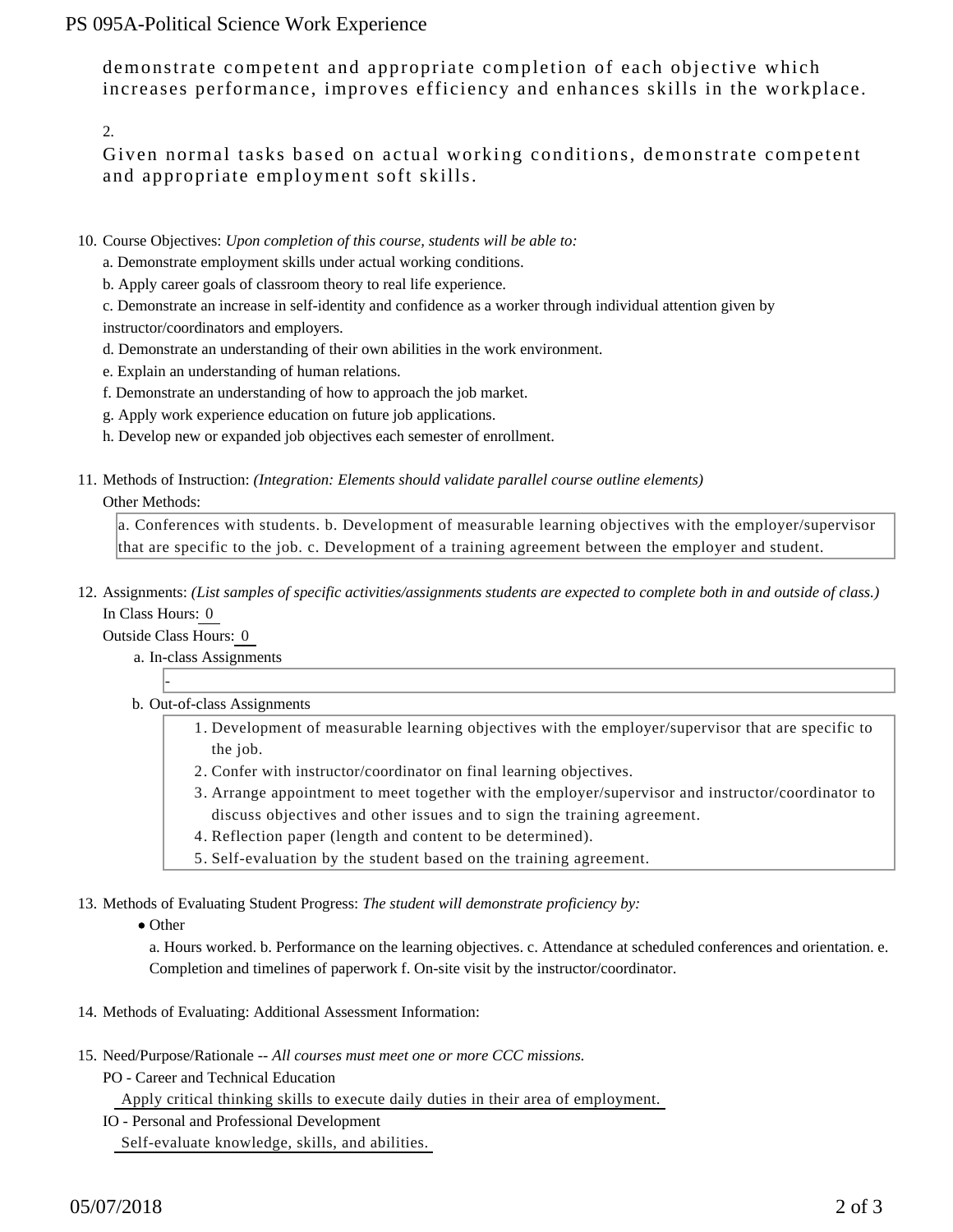demonstrate competent and appropriate completion of each objective which increases performance, improves efficiency and enhances skills in the workplace.

2.

Given normal tasks based on actual working conditions, demonstrate competent and appropriate employment soft skills.

10. Course Objectives: *Upon completion of this course, students will be able to:*

    a. Demonstrate employment skills under actual working conditions.

    b. Apply career goals of classroom theory to real life experience.

    c. Demonstrate an increase in self-identity and confidence as a worker through individual attention given by instructor/coordinators and employers.

    d. Demonstrate an understanding of their own abilities in the work environment.

    e. Explain an understanding of human relations.

    f. Demonstrate an understanding of how to approach the job market.

    g. Apply work experience education on future job applications.

    h. Develop new or expanded job objectives each semester of enrollment.

11. Methods of Instruction: *(Integration: Elements should validate parallel course outline elements)*

    Other Methods:

    a. Conferences with students. b. Development of measurable learning objectives with the employer/supervisor that are specific to the job. c. Development of a training agreement between the employer and student.

12. Assignments: *(List samples of specific activities/assignments students are expected to complete both in and outside of class.)*

    In Class Hours: 0

    Outside Class Hours: 0

    a. In-class Assignments

       -

    b. Out-of-class Assignments

       1. Development of measurable learning objectives with the employer/supervisor that are specific to the job.
       2. Confer with instructor/coordinator on final learning objectives.
       3. Arrange appointment to meet together with the employer/supervisor and instructor/coordinator to discuss objectives and other issues and to sign the training agreement.
       4. Reflection paper (length and content to be determined).
       5. Self-evaluation by the student based on the training agreement.

13. Methods of Evaluating Student Progress: *The student will demonstrate proficiency by:*

    - Other

      a. Hours worked. b. Performance on the learning objectives. c. Attendance at scheduled conferences and orientation. e. Completion and timelines of paperwork f. On-site visit by the instructor/coordinator.

14. Methods of Evaluating: Additional Assessment Information:

15. Need/Purpose/Rationale -- *All courses must meet one or more CCC missions.*

    PO - Career and Technical Education

    Apply critical thinking skills to execute daily duties in their area of employment.

    IO - Personal and Professional Development

    Self-evaluate knowledge, skills, and abilities.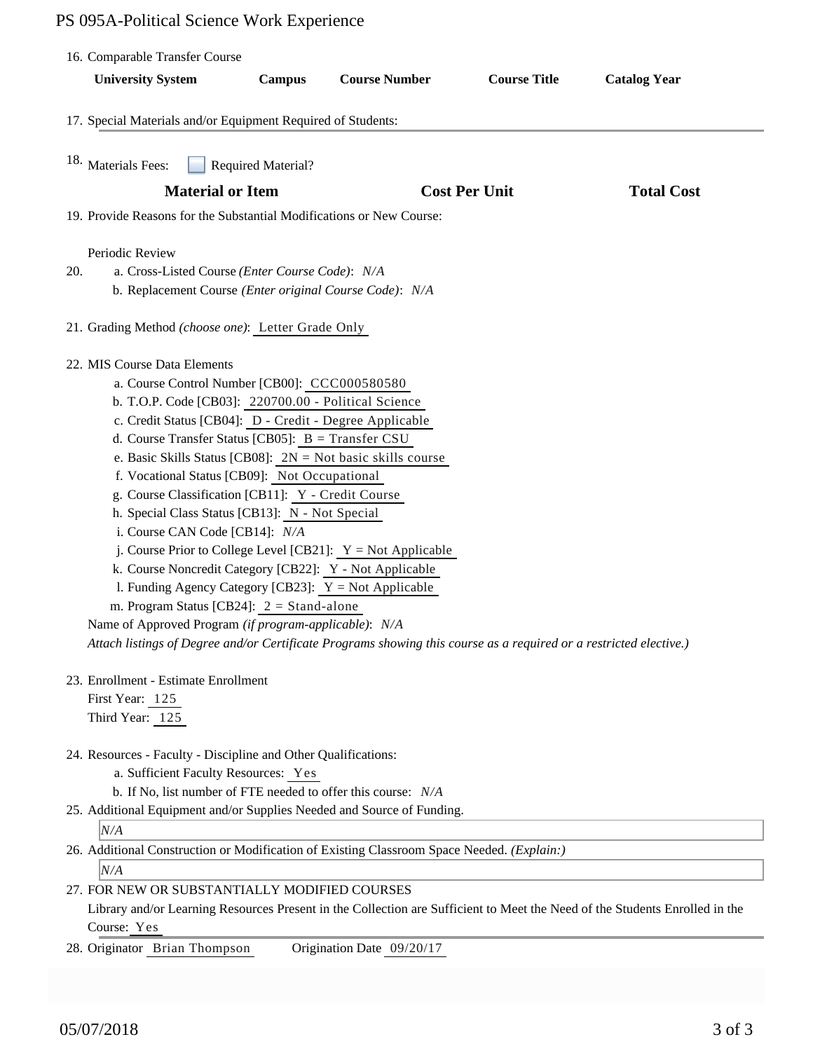16. Comparable Transfer Course

| University System | Campus | Course Number | Course Title | Catalog Year |
| --- | --- | --- | --- | --- |

17. Special Materials and/or Equipment Required of Students:

18. Materials Fees: ☐ Required Material?

| Material or Item | Cost Per Unit | Total Cost |
| --- | --- | --- |

19. Provide Reasons for the Substantial Modifications or New Course:

Periodic Review

20. a. Cross-Listed Course *(Enter Course Code)*: *N/A*
    b. Replacement Course *(Enter original Course Code)*: *N/A*

21. Grading Method *(choose one)*: Letter Grade Only

22. MIS Course Data Elements
    a. Course Control Number [CB00]: CCC000580580
    b. T.O.P. Code [CB03]: 220700.00 - Political Science
    c. Credit Status [CB04]: D - Credit - Degree Applicable
    d. Course Transfer Status [CB05]: B = Transfer CSU
    e. Basic Skills Status [CB08]: 2N = Not basic skills course
    f. Vocational Status [CB09]: Not Occupational
    g. Course Classification [CB11]: Y - Credit Course
    h. Special Class Status [CB13]: N - Not Special
    i. Course CAN Code [CB14]: *N/A*
    j. Course Prior to College Level [CB21]: Y = Not Applicable
    k. Course Noncredit Category [CB22]: Y - Not Applicable
    l. Funding Agency Category [CB23]: Y = Not Applicable
    m. Program Status [CB24]: 2 = Stand-alone

    Name of Approved Program *(if program-applicable)*: *N/A*

    *Attach listings of Degree and/or Certificate Programs showing this course as a required or a restricted elective.)*

23. Enrollment - Estimate Enrollment
    First Year: 125
    Third Year: 125

24. Resources - Faculty - Discipline and Other Qualifications:
    a. Sufficient Faculty Resources: Yes
    b. If No, list number of FTE needed to offer this course: *N/A*

25. Additional Equipment and/or Supplies Needed and Source of Funding.
    *N/A*

26. Additional Construction or Modification of Existing Classroom Space Needed. *(Explain:)*
    *N/A*

27. FOR NEW OR SUBSTANTIALLY MODIFIED COURSES
    Library and/or Learning Resources Present in the Collection are Sufficient to Meet the Need of the Students Enrolled in the Course: Yes

28. Originator Brian Thompson Origination Date 09/20/17